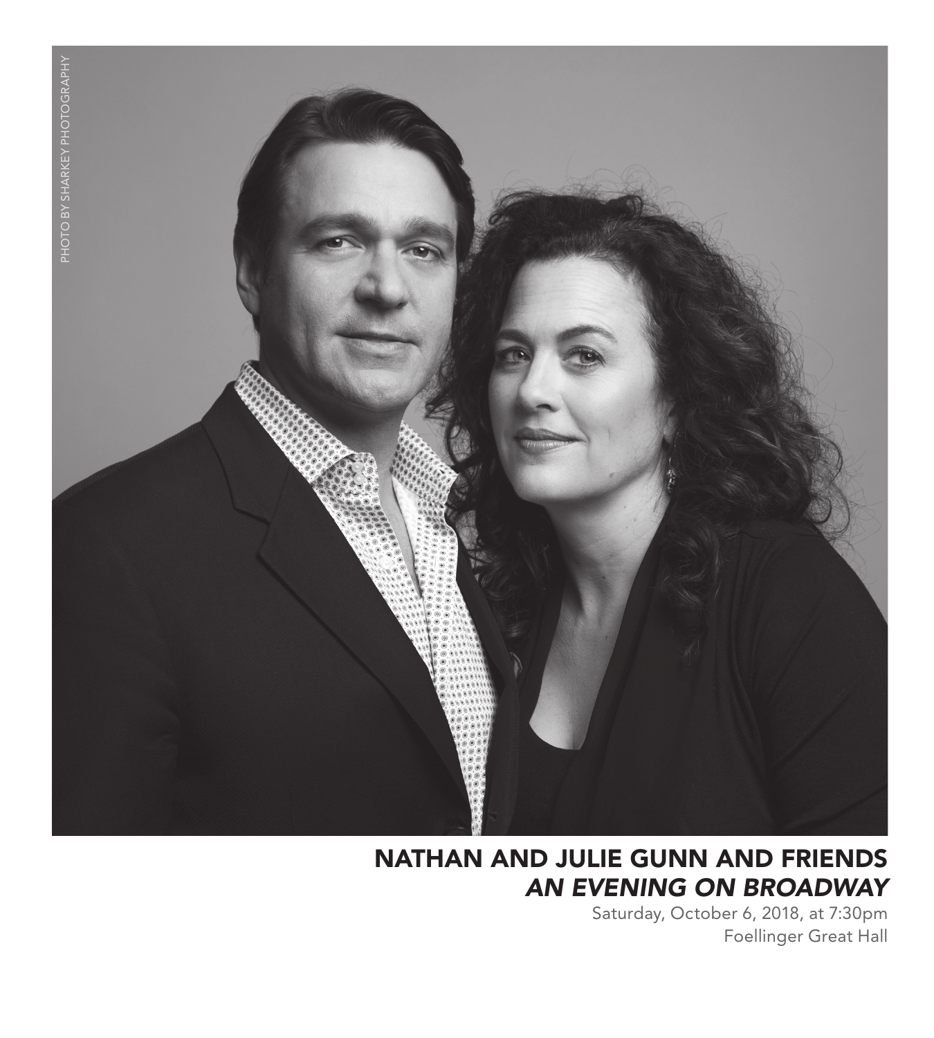PHOTO BY SHARKEY PHOTOGRAPHY

# NATHAN AND JULIE GUNN AND FRIENDS
## *AN EVENING ON BROADWAY*

Saturday, October 6, 2018, at 7:30pm
Foellinger Great Hall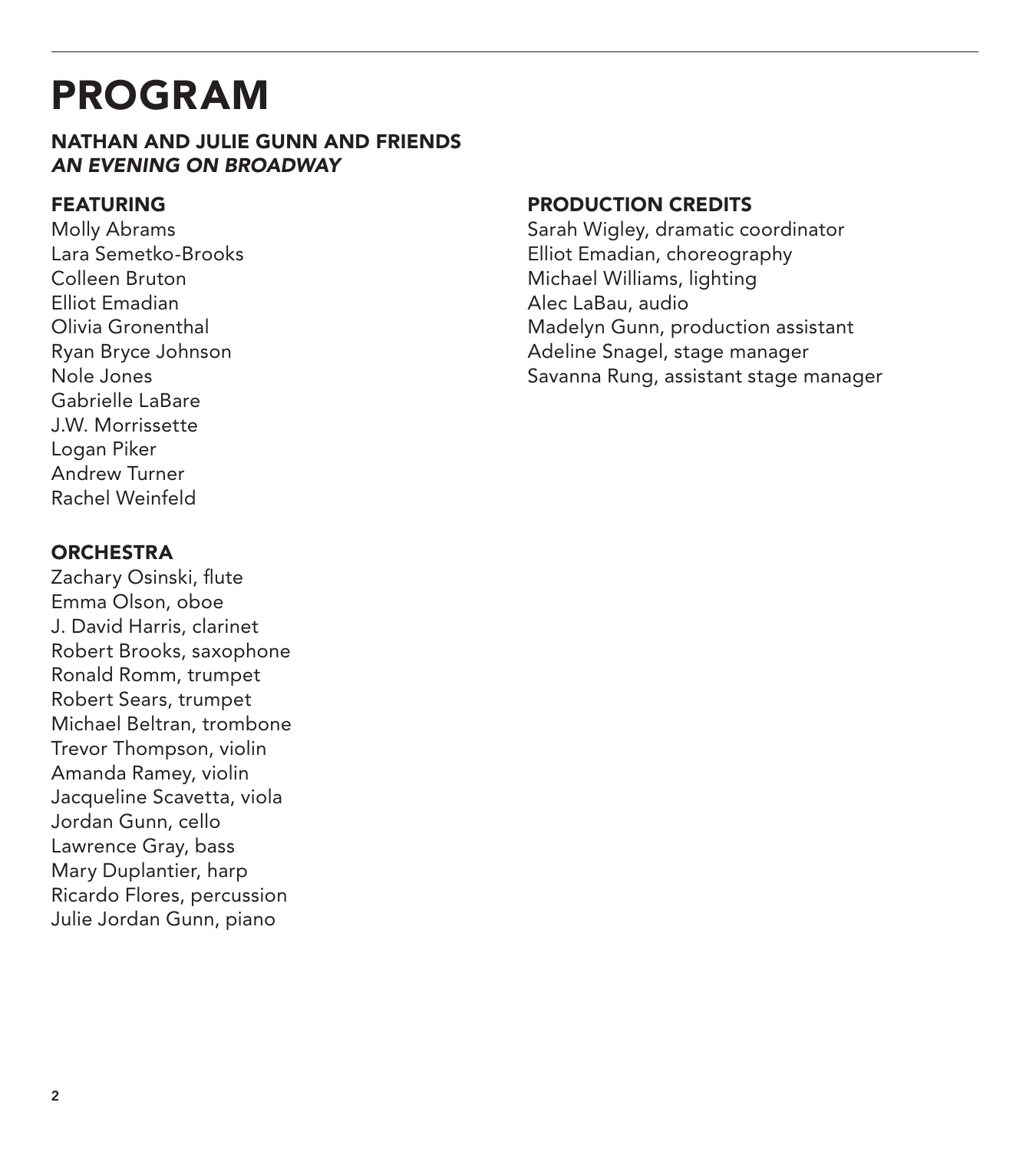# PROGRAM

## NATHAN AND JULIE GUNN AND FRIENDS
### *AN EVENING ON BROADWAY*

### FEATURING

Molly Abrams
Lara Semetko-Brooks
Colleen Bruton
Elliot Emadian
Olivia Gronenthal
Ryan Bryce Johnson
Nole Jones
Gabrielle LaBare
J.W. Morrissette
Logan Piker
Andrew Turner
Rachel Weinfeld

### ORCHESTRA

Zachary Osinski, flute
Emma Olson, oboe
J. David Harris, clarinet
Robert Brooks, saxophone
Ronald Romm, trumpet
Robert Sears, trumpet
Michael Beltran, trombone
Trevor Thompson, violin
Amanda Ramey, violin
Jacqueline Scavetta, viola
Jordan Gunn, cello
Lawrence Gray, bass
Mary Duplantier, harp
Ricardo Flores, percussion
Julie Jordan Gunn, piano

### PRODUCTION CREDITS

Sarah Wigley, dramatic coordinator
Elliot Emadian, choreography
Michael Williams, lighting
Alec LaBau, audio
Madelyn Gunn, production assistant
Adeline Snagel, stage manager
Savanna Rung, assistant stage manager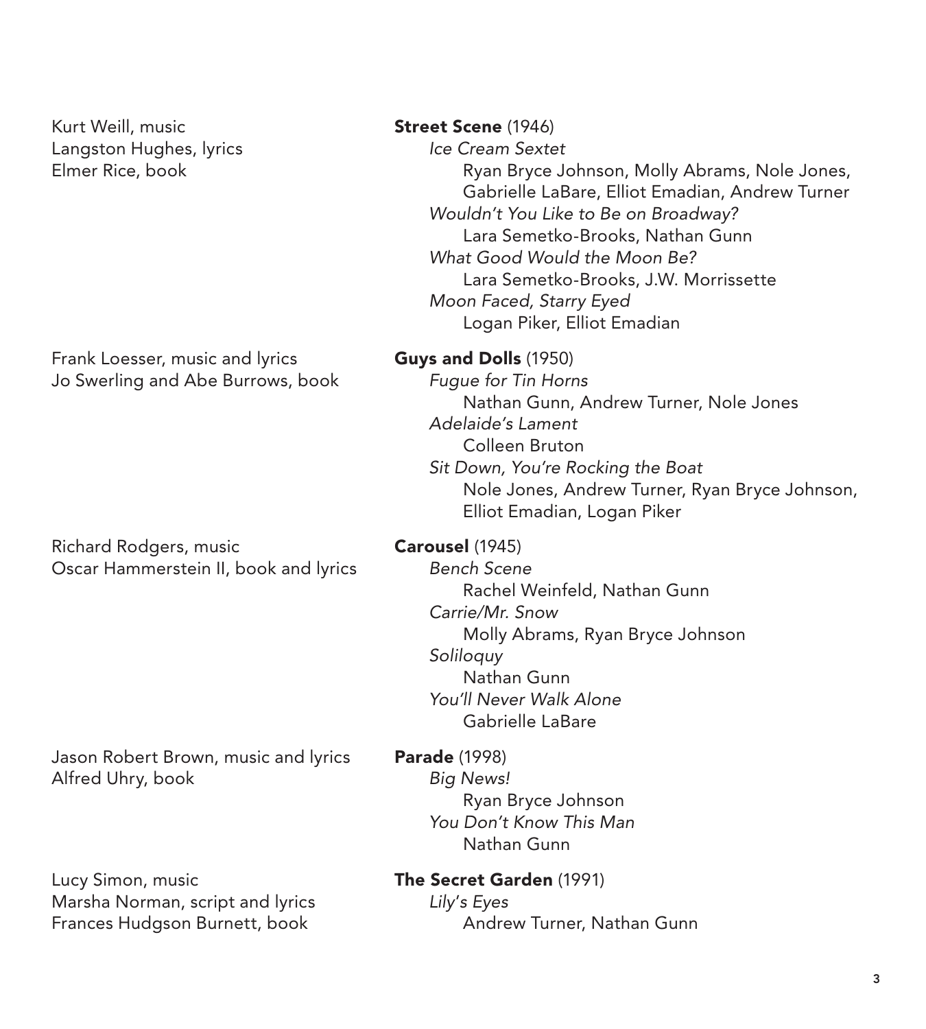Kurt Weill, music
Langston Hughes, lyrics
Elmer Rice, book

**Street Scene** (1946)

*Ice Cream Sextet*
Ryan Bryce Johnson, Molly Abrams, Nole Jones, Gabrielle LaBare, Elliot Emadian, Andrew Turner

*Wouldn't You Like to Be on Broadway?*
Lara Semetko-Brooks, Nathan Gunn

*What Good Would the Moon Be?*
Lara Semetko-Brooks, J.W. Morrissette

*Moon Faced, Starry Eyed*
Logan Piker, Elliot Emadian

Frank Loesser, music and lyrics
Jo Swerling and Abe Burrows, book

**Guys and Dolls** (1950)

*Fugue for Tin Horns*
Nathan Gunn, Andrew Turner, Nole Jones

*Adelaide's Lament*
Colleen Bruton

*Sit Down, You're Rocking the Boat*
Nole Jones, Andrew Turner, Ryan Bryce Johnson, Elliot Emadian, Logan Piker

Richard Rodgers, music
Oscar Hammerstein II, book and lyrics

**Carousel** (1945)

*Bench Scene*
Rachel Weinfeld, Nathan Gunn

*Carrie/Mr. Snow*
Molly Abrams, Ryan Bryce Johnson

*Soliloquy*
Nathan Gunn

*You'll Never Walk Alone*
Gabrielle LaBare

Jason Robert Brown, music and lyrics
Alfred Uhry, book

**Parade** (1998)

*Big News!*
Ryan Bryce Johnson

*You Don't Know This Man*
Nathan Gunn

Lucy Simon, music
Marsha Norman, script and lyrics
Frances Hudgson Burnett, book

**The Secret Garden** (1991)

*Lily's Eyes*
Andrew Turner, Nathan Gunn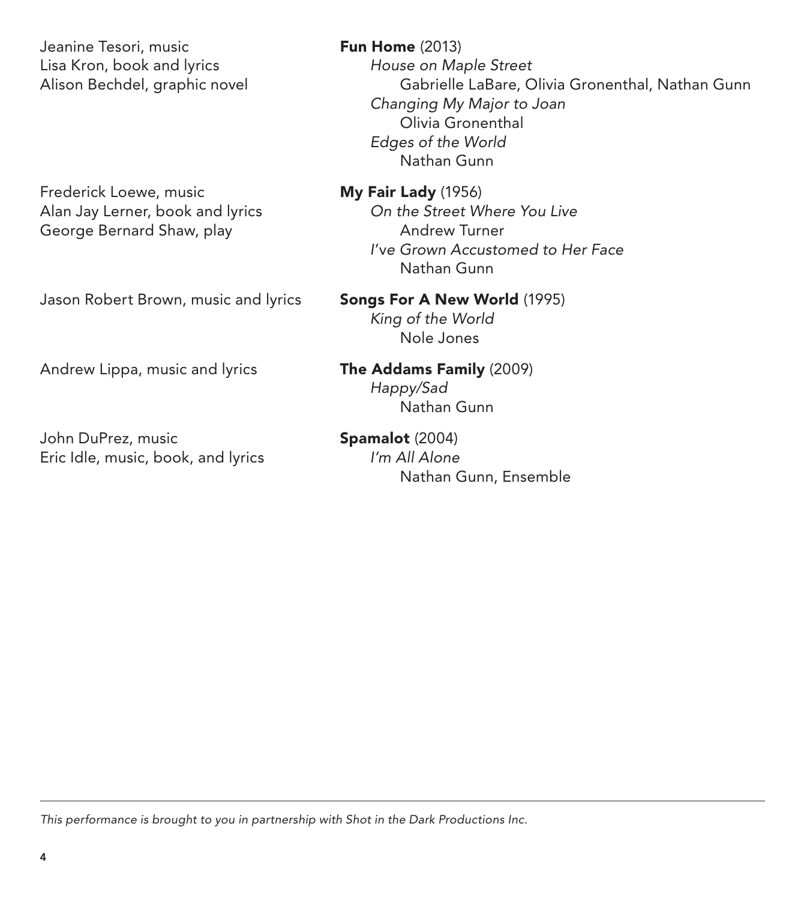**Fun Home** (2013)
Jeanine Tesori, music
Lisa Kron, book and lyrics
Alison Bechdel, graphic novel

*House on Maple Street*
Gabrielle LaBare, Olivia Gronenthal, Nathan Gunn

*Changing My Major to Joan*
Olivia Gronenthal

*Edges of the World*
Nathan Gunn

**My Fair Lady** (1956)
Frederick Loewe, music
Alan Jay Lerner, book and lyrics
George Bernard Shaw, play

*On the Street Where You Live*
Andrew Turner

*I've Grown Accustomed to Her Face*
Nathan Gunn

**Songs For A New World** (1995)
Jason Robert Brown, music and lyrics

*King of the World*
Nole Jones

**The Addams Family** (2009)
Andrew Lippa, music and lyrics

*Happy/Sad*
Nathan Gunn

**Spamalot** (2004)
John DuPrez, music
Eric Idle, music, book, and lyrics

*I'm All Alone*
Nathan Gunn, Ensemble

---

*This performance is brought to you in partnership with Shot in the Dark Productions Inc.*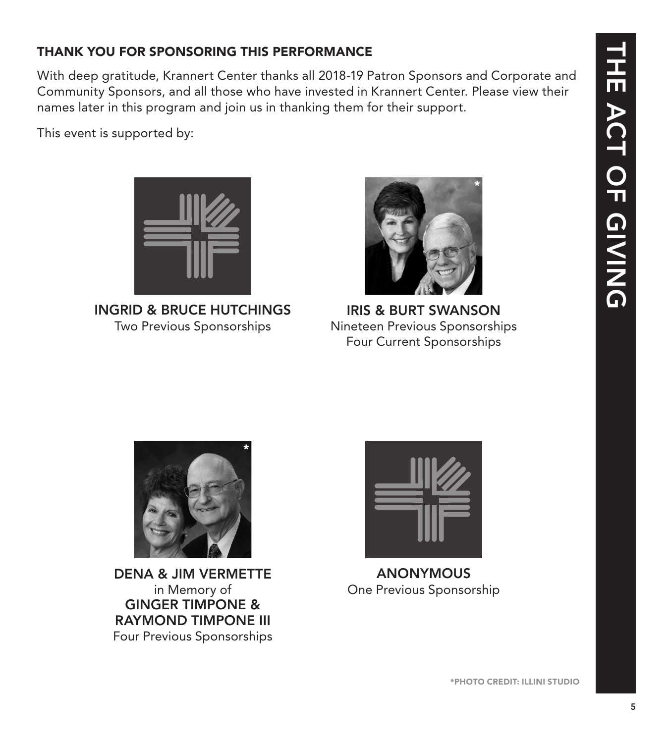## THANK YOU FOR SPONSORING THIS PERFORMANCE

With deep gratitude, Krannert Center thanks all 2018-19 Patron Sponsors and Corporate and Community Sponsors, and all those who have invested in Krannert Center. Please view their names later in this program and join us in thanking them for their support.

This event is supported by:

**INGRID & BRUCE HUTCHINGS**
Two Previous Sponsorships

**IRIS & BURT SWANSON**
Nineteen Previous Sponsorships
Four Current Sponsorships

**DENA & JIM VERMETTE**
in Memory of
**GINGER TIMPONE & RAYMOND TIMPONE III**
Four Previous Sponsorships

**ANONYMOUS**
One Previous Sponsorship

*PHOTO CREDIT: ILLINI STUDIO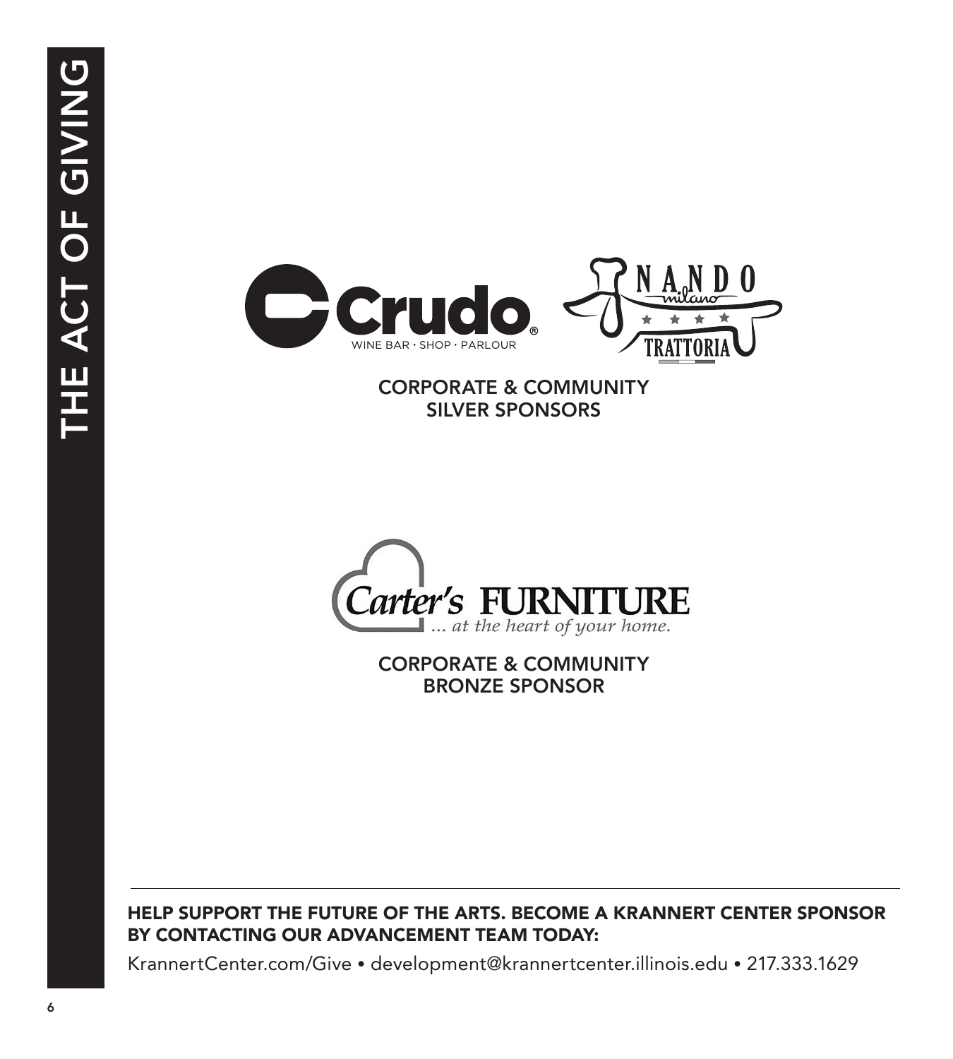Crudo®
WINE BAR · SHOP · PARLOUR

NANDO milano TRATTORIA

CORPORATE & COMMUNITY
SILVER SPONSORS

Carter's FURNITURE
... at the heart of your home.

CORPORATE & COMMUNITY
BRONZE SPONSOR

---

**HELP SUPPORT THE FUTURE OF THE ARTS. BECOME A KRANNERT CENTER SPONSOR BY CONTACTING OUR ADVANCEMENT TEAM TODAY:**

KrannertCenter.com/Give • development@krannertcenter.illinois.edu • 217.333.1629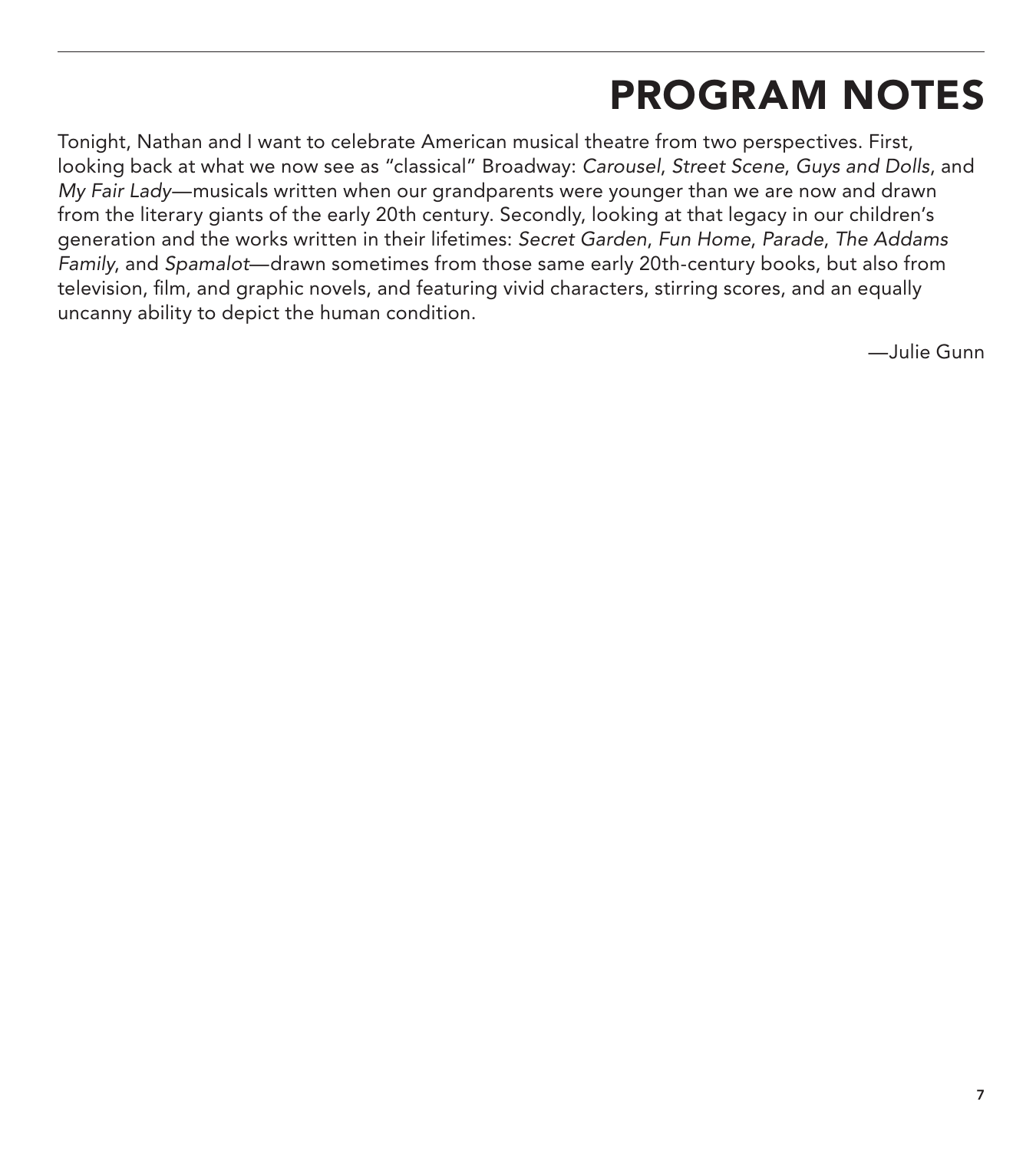# PROGRAM NOTES

Tonight, Nathan and I want to celebrate American musical theatre from two perspectives. First, looking back at what we now see as "classical" Broadway: *Carousel*, *Street Scene*, *Guys and Dolls*, and *My Fair Lady*—musicals written when our grandparents were younger than we are now and drawn from the literary giants of the early 20th century. Secondly, looking at that legacy in our children's generation and the works written in their lifetimes: *Secret Garden*, *Fun Home*, *Parade*, *The Addams Family*, and *Spamalot*—drawn sometimes from those same early 20th-century books, but also from television, film, and graphic novels, and featuring vivid characters, stirring scores, and an equally uncanny ability to depict the human condition.

—Julie Gunn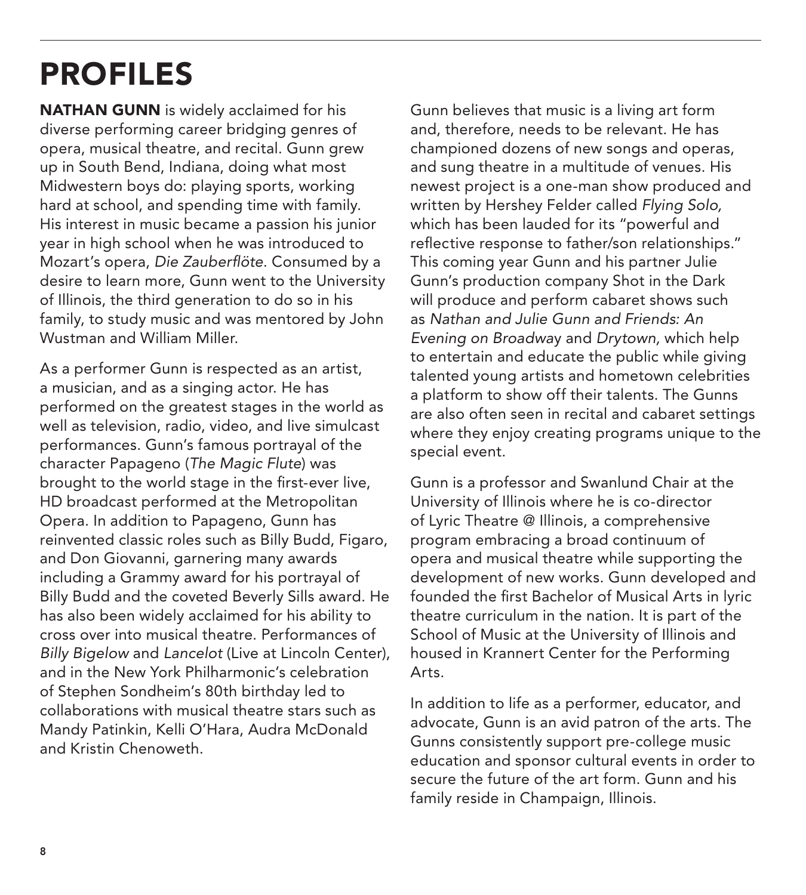# PROFILES

**NATHAN GUNN** is widely acclaimed for his diverse performing career bridging genres of opera, musical theatre, and recital. Gunn grew up in South Bend, Indiana, doing what most Midwestern boys do: playing sports, working hard at school, and spending time with family. His interest in music became a passion his junior year in high school when he was introduced to Mozart's opera, *Die Zauberflöte*. Consumed by a desire to learn more, Gunn went to the University of Illinois, the third generation to do so in his family, to study music and was mentored by John Wustman and William Miller.

As a performer Gunn is respected as an artist, a musician, and as a singing actor. He has performed on the greatest stages in the world as well as television, radio, video, and live simulcast performances. Gunn's famous portrayal of the character Papageno (*The Magic Flute*) was brought to the world stage in the first-ever live, HD broadcast performed at the Metropolitan Opera. In addition to Papageno, Gunn has reinvented classic roles such as Billy Budd, Figaro, and Don Giovanni, garnering many awards including a Grammy award for his portrayal of Billy Budd and the coveted Beverly Sills award. He has also been widely acclaimed for his ability to cross over into musical theatre. Performances of *Billy Bigelow* and *Lancelot* (Live at Lincoln Center), and in the New York Philharmonic's celebration of Stephen Sondheim's 80th birthday led to collaborations with musical theatre stars such as Mandy Patinkin, Kelli O'Hara, Audra McDonald and Kristin Chenoweth.

Gunn believes that music is a living art form and, therefore, needs to be relevant. He has championed dozens of new songs and operas, and sung theatre in a multitude of venues. His newest project is a one-man show produced and written by Hershey Felder called *Flying Solo,* which has been lauded for its "powerful and reflective response to father/son relationships." This coming year Gunn and his partner Julie Gunn's production company Shot in the Dark will produce and perform cabaret shows such as *Nathan and Julie Gunn and Friends: An Evening on Broadway* and *Drytown,* which help to entertain and educate the public while giving talented young artists and hometown celebrities a platform to show off their talents. The Gunns are also often seen in recital and cabaret settings where they enjoy creating programs unique to the special event.

Gunn is a professor and Swanlund Chair at the University of Illinois where he is co-director of Lyric Theatre @ Illinois, a comprehensive program embracing a broad continuum of opera and musical theatre while supporting the development of new works. Gunn developed and founded the first Bachelor of Musical Arts in lyric theatre curriculum in the nation. It is part of the School of Music at the University of Illinois and housed in Krannert Center for the Performing Arts.

In addition to life as a performer, educator, and advocate, Gunn is an avid patron of the arts. The Gunns consistently support pre-college music education and sponsor cultural events in order to secure the future of the art form. Gunn and his family reside in Champaign, Illinois.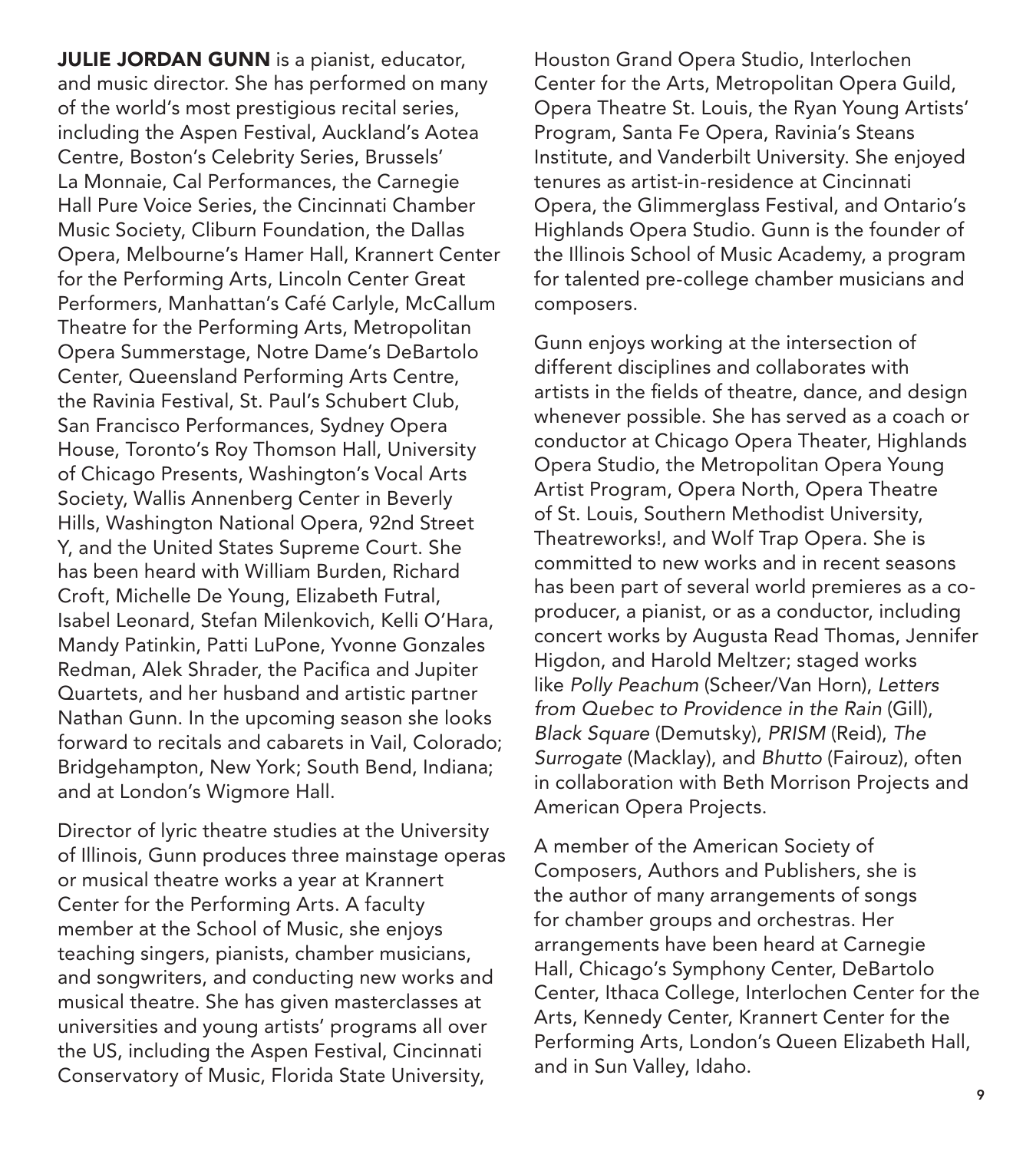**JULIE JORDAN GUNN** is a pianist, educator, and music director. She has performed on many of the world's most prestigious recital series, including the Aspen Festival, Auckland's Aotea Centre, Boston's Celebrity Series, Brussels' La Monnaie, Cal Performances, the Carnegie Hall Pure Voice Series, the Cincinnati Chamber Music Society, Cliburn Foundation, the Dallas Opera, Melbourne's Hamer Hall, Krannert Center for the Performing Arts, Lincoln Center Great Performers, Manhattan's Café Carlyle, McCallum Theatre for the Performing Arts, Metropolitan Opera Summerstage, Notre Dame's DeBartolo Center, Queensland Performing Arts Centre, the Ravinia Festival, St. Paul's Schubert Club, San Francisco Performances, Sydney Opera House, Toronto's Roy Thomson Hall, University of Chicago Presents, Washington's Vocal Arts Society, Wallis Annenberg Center in Beverly Hills, Washington National Opera, 92nd Street Y, and the United States Supreme Court. She has been heard with William Burden, Richard Croft, Michelle De Young, Elizabeth Futral, Isabel Leonard, Stefan Milenkovich, Kelli O'Hara, Mandy Patinkin, Patti LuPone, Yvonne Gonzales Redman, Alek Shrader, the Pacifica and Jupiter Quartets, and her husband and artistic partner Nathan Gunn. In the upcoming season she looks forward to recitals and cabarets in Vail, Colorado; Bridgehampton, New York; South Bend, Indiana; and at London's Wigmore Hall.

Director of lyric theatre studies at the University of Illinois, Gunn produces three mainstage operas or musical theatre works a year at Krannert Center for the Performing Arts. A faculty member at the School of Music, she enjoys teaching singers, pianists, chamber musicians, and songwriters, and conducting new works and musical theatre. She has given masterclasses at universities and young artists' programs all over the US, including the Aspen Festival, Cincinnati Conservatory of Music, Florida State University, Houston Grand Opera Studio, Interlochen Center for the Arts, Metropolitan Opera Guild, Opera Theatre St. Louis, the Ryan Young Artists' Program, Santa Fe Opera, Ravinia's Steans Institute, and Vanderbilt University. She enjoyed tenures as artist-in-residence at Cincinnati Opera, the Glimmerglass Festival, and Ontario's Highlands Opera Studio. Gunn is the founder of the Illinois School of Music Academy, a program for talented pre-college chamber musicians and composers.

Gunn enjoys working at the intersection of different disciplines and collaborates with artists in the fields of theatre, dance, and design whenever possible. She has served as a coach or conductor at Chicago Opera Theater, Highlands Opera Studio, the Metropolitan Opera Young Artist Program, Opera North, Opera Theatre of St. Louis, Southern Methodist University, Theatreworks!, and Wolf Trap Opera. She is committed to new works and in recent seasons has been part of several world premieres as a co-producer, a pianist, or as a conductor, including concert works by Augusta Read Thomas, Jennifer Higdon, and Harold Meltzer; staged works like *Polly Peachum* (Scheer/Van Horn), *Letters from Quebec to Providence in the Rain* (Gill), *Black Square* (Demutsky), *PRISM* (Reid), *The Surrogate* (Macklay), and *Bhutto* (Fairouz), often in collaboration with Beth Morrison Projects and American Opera Projects.

A member of the American Society of Composers, Authors and Publishers, she is the author of many arrangements of songs for chamber groups and orchestras. Her arrangements have been heard at Carnegie Hall, Chicago's Symphony Center, DeBartolo Center, Ithaca College, Interlochen Center for the Arts, Kennedy Center, Krannert Center for the Performing Arts, London's Queen Elizabeth Hall, and in Sun Valley, Idaho.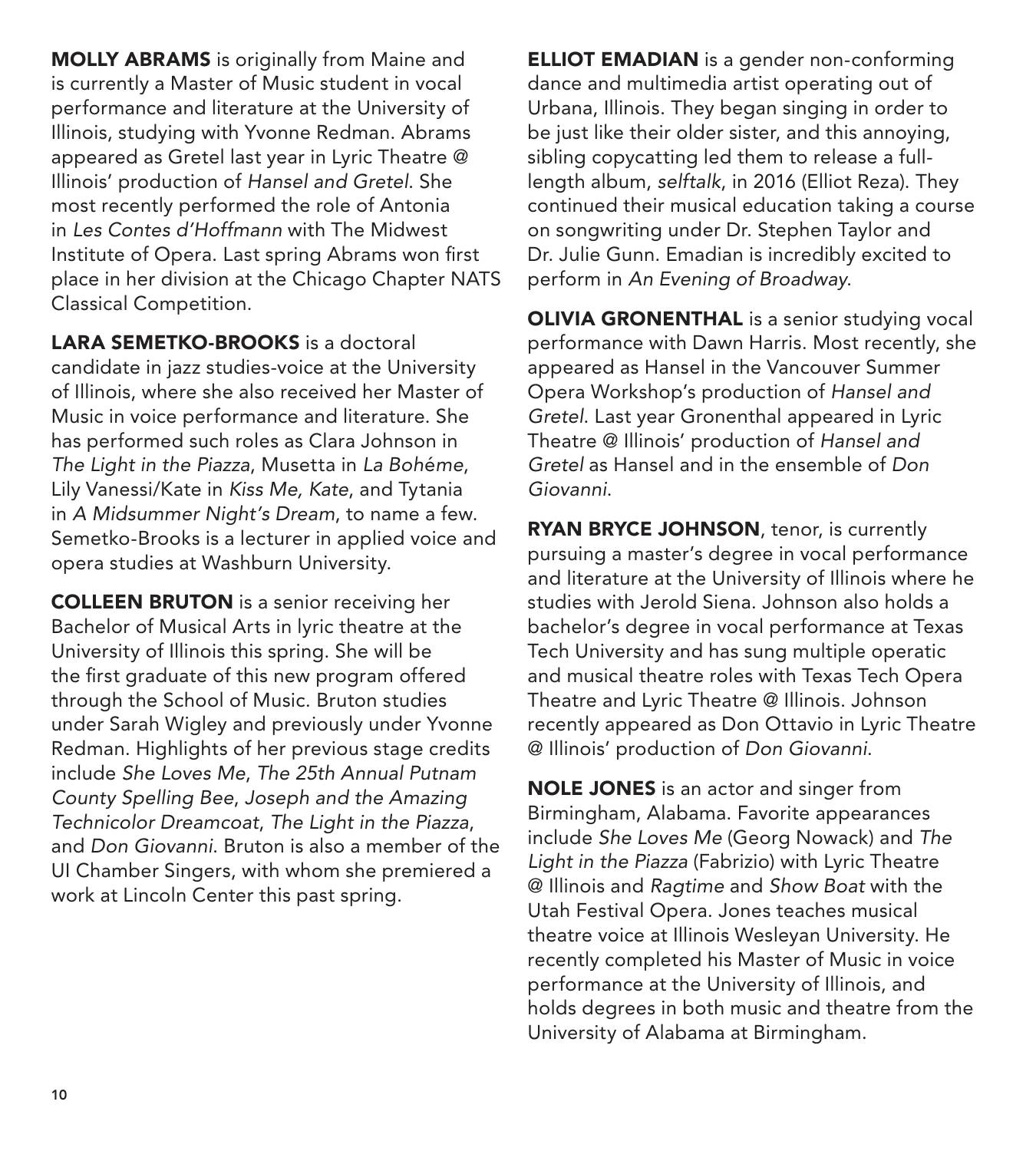**MOLLY ABRAMS** is originally from Maine and is currently a Master of Music student in vocal performance and literature at the University of Illinois, studying with Yvonne Redman. Abrams appeared as Gretel last year in Lyric Theatre @ Illinois' production of *Hansel and Gretel*. She most recently performed the role of Antonia in *Les Contes d'Hoffmann* with The Midwest Institute of Opera. Last spring Abrams won first place in her division at the Chicago Chapter NATS Classical Competition.

**LARA SEMETKO-BROOKS** is a doctoral candidate in jazz studies-voice at the University of Illinois, where she also received her Master of Music in voice performance and literature. She has performed such roles as Clara Johnson in *The Light in the Piazza*, Musetta in *La Bohéme*, Lily Vanessi/Kate in *Kiss Me, Kate*, and Tytania in *A Midsummer Night's Dream*, to name a few. Semetko-Brooks is a lecturer in applied voice and opera studies at Washburn University.

**COLLEEN BRUTON** is a senior receiving her Bachelor of Musical Arts in lyric theatre at the University of Illinois this spring. She will be the first graduate of this new program offered through the School of Music. Bruton studies under Sarah Wigley and previously under Yvonne Redman. Highlights of her previous stage credits include *She Loves Me*, *The 25th Annual Putnam County Spelling Bee*, *Joseph and the Amazing Technicolor Dreamcoat*, *The Light in the Piazza*, and *Don Giovanni*. Bruton is also a member of the UI Chamber Singers, with whom she premiered a work at Lincoln Center this past spring.

**ELLIOT EMADIAN** is a gender non-conforming dance and multimedia artist operating out of Urbana, Illinois. They began singing in order to be just like their older sister, and this annoying, sibling copycatting led them to release a full-length album, *selftalk*, in 2016 (Elliot Reza). They continued their musical education taking a course on songwriting under Dr. Stephen Taylor and Dr. Julie Gunn. Emadian is incredibly excited to perform in *An Evening of Broadway*.

**OLIVIA GRONENTHAL** is a senior studying vocal performance with Dawn Harris. Most recently, she appeared as Hansel in the Vancouver Summer Opera Workshop's production of *Hansel and Gretel*. Last year Gronenthal appeared in Lyric Theatre @ Illinois' production of *Hansel and Gretel* as Hansel and in the ensemble of *Don Giovanni*.

**RYAN BRYCE JOHNSON**, tenor, is currently pursuing a master's degree in vocal performance and literature at the University of Illinois where he studies with Jerold Siena. Johnson also holds a bachelor's degree in vocal performance at Texas Tech University and has sung multiple operatic and musical theatre roles with Texas Tech Opera Theatre and Lyric Theatre @ Illinois. Johnson recently appeared as Don Ottavio in Lyric Theatre @ Illinois' production of *Don Giovanni*.

**NOLE JONES** is an actor and singer from Birmingham, Alabama. Favorite appearances include *She Loves Me* (Georg Nowack) and *The Light in the Piazza* (Fabrizio) with Lyric Theatre @ Illinois and *Ragtime* and *Show Boat* with the Utah Festival Opera. Jones teaches musical theatre voice at Illinois Wesleyan University. He recently completed his Master of Music in voice performance at the University of Illinois, and holds degrees in both music and theatre from the University of Alabama at Birmingham.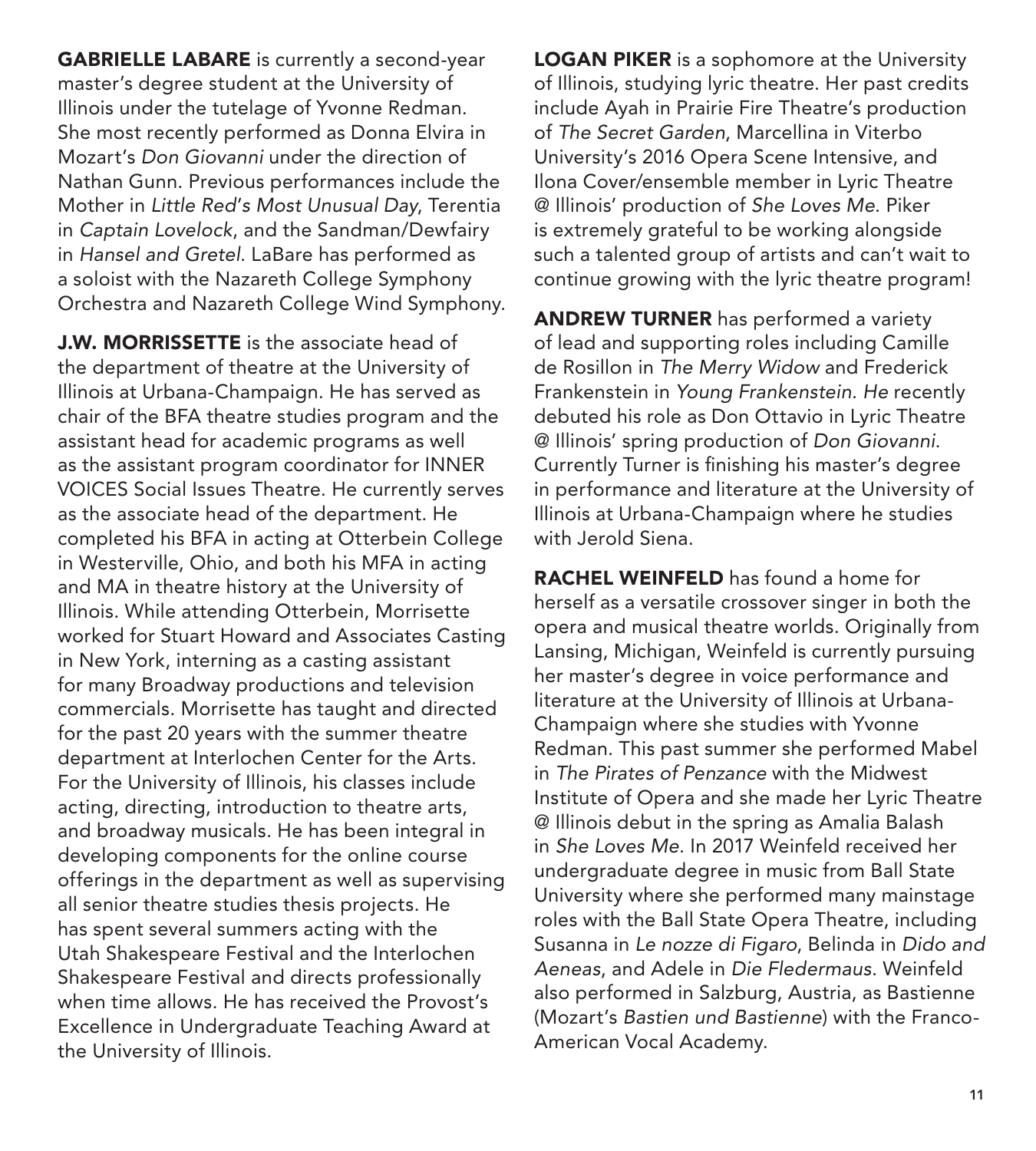**GABRIELLE LABARE** is currently a second-year master's degree student at the University of Illinois under the tutelage of Yvonne Redman. She most recently performed as Donna Elvira in Mozart's *Don Giovanni* under the direction of Nathan Gunn. Previous performances include the Mother in *Little Red's Most Unusual Day*, Terentia in *Captain Lovelock*, and the Sandman/Dewfairy in *Hansel and Gretel*. LaBare has performed as a soloist with the Nazareth College Symphony Orchestra and Nazareth College Wind Symphony.

**J.W. MORRISSETTE** is the associate head of the department of theatre at the University of Illinois at Urbana-Champaign. He has served as chair of the BFA theatre studies program and the assistant head for academic programs as well as the assistant program coordinator for INNER VOICES Social Issues Theatre. He currently serves as the associate head of the department. He completed his BFA in acting at Otterbein College in Westerville, Ohio, and both his MFA in acting and MA in theatre history at the University of Illinois. While attending Otterbein, Morrisette worked for Stuart Howard and Associates Casting in New York, interning as a casting assistant for many Broadway productions and television commercials. Morrisette has taught and directed for the past 20 years with the summer theatre department at Interlochen Center for the Arts. For the University of Illinois, his classes include acting, directing, introduction to theatre arts, and broadway musicals. He has been integral in developing components for the online course offerings in the department as well as supervising all senior theatre studies thesis projects. He has spent several summers acting with the Utah Shakespeare Festival and the Interlochen Shakespeare Festival and directs professionally when time allows. He has received the Provost's Excellence in Undergraduate Teaching Award at the University of Illinois.

**LOGAN PIKER** is a sophomore at the University of Illinois, studying lyric theatre. Her past credits include Ayah in Prairie Fire Theatre's production of *The Secret Garden*, Marcellina in Viterbo University's 2016 Opera Scene Intensive, and Ilona Cover/ensemble member in Lyric Theatre @ Illinois' production of *She Loves Me*. Piker is extremely grateful to be working alongside such a talented group of artists and can't wait to continue growing with the lyric theatre program!

**ANDREW TURNER** has performed a variety of lead and supporting roles including Camille de Rosillon in *The Merry Widow* and Frederick Frankenstein in *Young Frankenstein. He* recently debuted his role as Don Ottavio in Lyric Theatre @ Illinois' spring production of *Don Giovanni*. Currently Turner is finishing his master's degree in performance and literature at the University of Illinois at Urbana-Champaign where he studies with Jerold Siena.

**RACHEL WEINFELD** has found a home for herself as a versatile crossover singer in both the opera and musical theatre worlds. Originally from Lansing, Michigan, Weinfeld is currently pursuing her master's degree in voice performance and literature at the University of Illinois at Urbana-Champaign where she studies with Yvonne Redman. This past summer she performed Mabel in *The Pirates of Penzance* with the Midwest Institute of Opera and she made her Lyric Theatre @ Illinois debut in the spring as Amalia Balash in *She Loves Me*. In 2017 Weinfeld received her undergraduate degree in music from Ball State University where she performed many mainstage roles with the Ball State Opera Theatre, including Susanna in *Le nozze di Figaro*, Belinda in *Dido and Aeneas*, and Adele in *Die Fledermaus*. Weinfeld also performed in Salzburg, Austria, as Bastienne (Mozart's *Bastien und Bastienne*) with the Franco-American Vocal Academy.